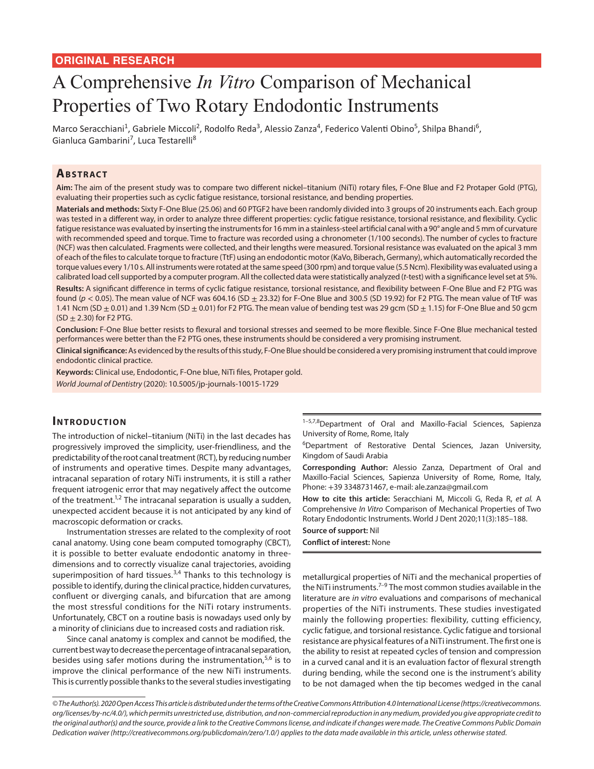**ORIGINAL RESEARCH**

# A Comprehensive *In Vitro* Comparison of Mechanical Properties of Two Rotary Endodontic Instruments

Marco Seracchiani[1], Gabriele Miccoli[2], Rodolfo Reda[3], Alessio Zanza[4], Federico Valenti Obino[5], Shilpa Bhandi[6], Gianluca Gambarini[7], Luca Testarelli[8]

## Abstract

**Aim:** The aim of the present study was to compare two different nickel–titanium (NiTi) rotary files, F-One Blue and F2 Protaper Gold (PTG), evaluating their properties such as cyclic fatigue resistance, torsional resistance, and bending properties.

**Materials and methods:** Sixty F-One Blue (25.06) and 60 PTGF2 have been randomly divided into 3 groups of 20 instruments each. Each group was tested in a different way, in order to analyze three different properties: cyclic fatigue resistance, torsional resistance, and flexibility. Cyclic fatigue resistance was evaluated by inserting the instruments for 16 mm in a stainless-steel artificial canal with a 90° angle and 5 mm of curvature with recommended speed and torque. Time to fracture was recorded using a chronometer (1/100 seconds). The number of cycles to fracture (NCF) was then calculated. Fragments were collected, and their lengths were measured. Torsional resistance was evaluated on the apical 3 mm of each of the files to calculate torque to fracture (TtF) using an endodontic motor (KaVo, Biberach, Germany), which automatically recorded the torque values every 1/10 s. All instruments were rotated at the same speed (300 rpm) and torque value (5.5 Ncm). Flexibility was evaluated using a calibrated load cell supported by a computer program. All the collected data were statistically analyzed (*t*-test) with a significance level set at 5%.

**Results:** A significant difference in terms of cyclic fatigue resistance, torsional resistance, and flexibility between F-One Blue and F2 PTG was found ($p < 0.05$). The mean value of NCF was 604.16 (SD ± 23.32) for F-One Blue and 300.5 (SD 19.92) for F2 PTG. The mean value of TtF was 1.41 Ncm (SD ± 0.01) and 1.39 Ncm (SD ± 0.01) for F2 PTG. The mean value of bending test was 29 gcm (SD ± 1.15) for F-One Blue and 50 gcm (SD ± 2.30) for F2 PTG.

**Conclusion:** F-One Blue better resists to flexural and torsional stresses and seemed to be more flexible. Since F-One Blue mechanical tested performances were better than the F2 PTG ones, these instruments should be considered a very promising instrument.

**Clinical significance:** As evidenced by the results of this study, F-One Blue should be considered a very promising instrument that could improve endodontic clinical practice.

**Keywords:** Clinical use, Endodontic, F-One blue, NiTi files, Protaper gold.

*World Journal of Dentistry* (2020): 10.5005/jp-journals-10015-1729

[1–5,7,8]Department of Oral and Maxillo-Facial Sciences, Sapienza University of Rome, Rome, Italy

[6]Department of Restorative Dental Sciences, Jazan University, Kingdom of Saudi Arabia

**Corresponding Author:** Alessio Zanza, Department of Oral and Maxillo-Facial Sciences, Sapienza University of Rome, Rome, Italy, Phone: +39 3348731467, e-mail: ale.zanza@gmail.com

**How to cite this article:** Seracchiani M, Miccoli G, Reda R, *et al.* A Comprehensive *In Vitro* Comparison of Mechanical Properties of Two Rotary Endodontic Instruments. World J Dent 2020;11(3):185–188.

**Source of support:** Nil

**Conflict of interest:** None

## Introduction

The introduction of nickel–titanium (NiTi) in the last decades has progressively improved the simplicity, user-friendliness, and the predictability of the root canal treatment (RCT), by reducing number of instruments and operative times. Despite many advantages, intracanal separation of rotary NiTi instruments, it is still a rather frequent iatrogenic error that may negatively affect the outcome of the treatment.[1,2] The intracanal separation is usually a sudden, unexpected accident because it is not anticipated by any kind of macroscopic deformation or cracks.

Instrumentation stresses are related to the complexity of root canal anatomy. Using cone beam computed tomography (CBCT), it is possible to better evaluate endodontic anatomy in three-dimensions and to correctly visualize canal trajectories, avoiding superimposition of hard tissues.[3,4] Thanks to this technology is possible to identify, during the clinical practice, hidden curvatures, confluent or diverging canals, and bifurcation that are among the most stressful conditions for the NiTi rotary instruments. Unfortunately, CBCT on a routine basis is nowadays used only by a minority of clinicians due to increased costs and radiation risk.

Since canal anatomy is complex and cannot be modified, the current best way to decrease the percentage of intracanal separation, besides using safer motions during the instrumentation,[5,6] is to improve the clinical performance of the new NiTi instruments. This is currently possible thanks to the several studies investigating metallurgical properties of NiTi and the mechanical properties of the NiTi instruments.[7–9] The most common studies available in the literature are *in vitro* evaluations and comparisons of mechanical properties of the NiTi instruments. These studies investigated mainly the following properties: flexibility, cutting efficiency, cyclic fatigue, and torsional resistance. Cyclic fatigue and torsional resistance are physical features of a NiTi instrument. The first one is the ability to resist at repeated cycles of tension and compression in a curved canal and it is an evaluation factor of flexural strength during bending, while the second one is the instrument's ability to be not damaged when the tip becomes wedged in the canal

*© The Author(s). 2020 Open Access This article is distributed under the terms of the Creative Commons Attribution 4.0 International License (https://creativecommons.org/licenses/by-nc/4.0/), which permits unrestricted use, distribution, and non-commercial reproduction in any medium, provided you give appropriate credit to the original author(s) and the source, provide a link to the Creative Commons license, and indicate if changes were made. The Creative Commons Public Domain Dedication waiver (http://creativecommons.org/publicdomain/zero/1.0/) applies to the data made available in this article, unless otherwise stated.*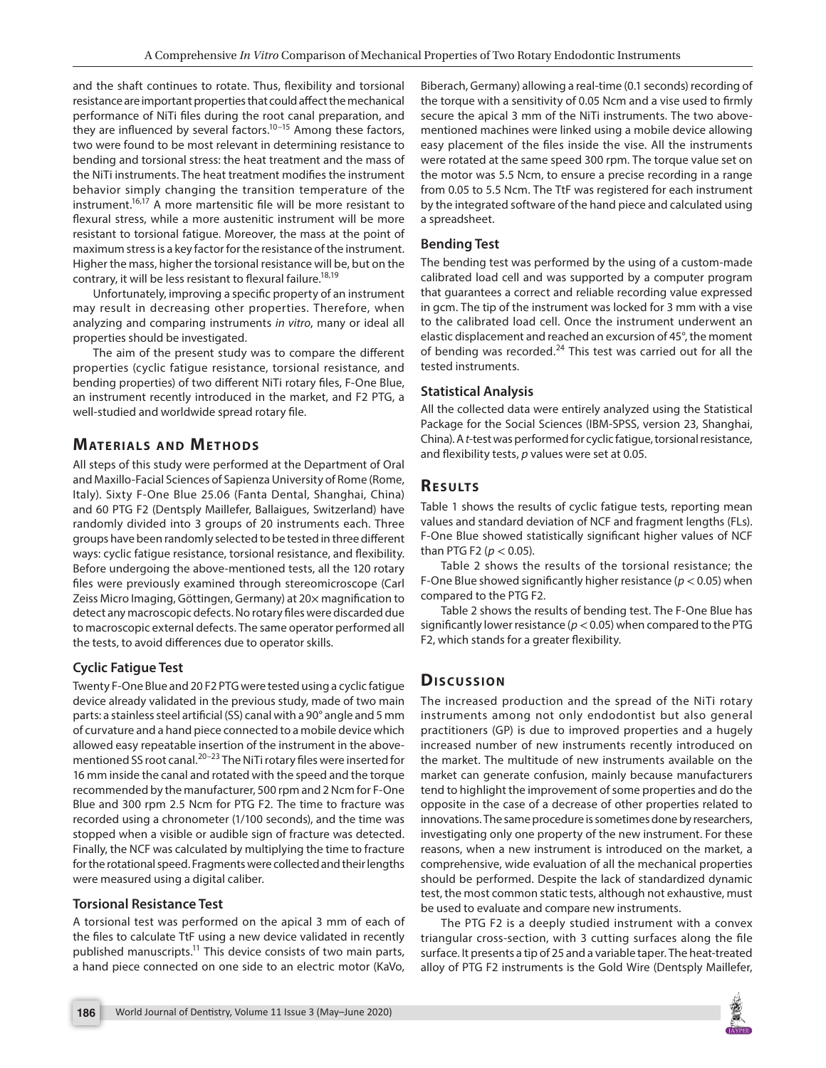and the shaft continues to rotate. Thus, flexibility and torsional resistance are important properties that could affect the mechanical performance of NiTi files during the root canal preparation, and they are influenced by several factors.[10–15] Among these factors, two were found to be most relevant in determining resistance to bending and torsional stress: the heat treatment and the mass of the NiTi instruments. The heat treatment modifies the instrument behavior simply changing the transition temperature of the instrument.[16,17] A more martensitic file will be more resistant to flexural stress, while a more austenitic instrument will be more resistant to torsional fatigue. Moreover, the mass at the point of maximum stress is a key factor for the resistance of the instrument. Higher the mass, higher the torsional resistance will be, but on the contrary, it will be less resistant to flexural failure.[18,19]

Unfortunately, improving a specific property of an instrument may result in decreasing other properties. Therefore, when analyzing and comparing instruments *in vitro*, many or ideal all properties should be investigated.

The aim of the present study was to compare the different properties (cyclic fatigue resistance, torsional resistance, and bending properties) of two different NiTi rotary files, F-One Blue, an instrument recently introduced in the market, and F2 PTG, a well-studied and worldwide spread rotary file.

## Materials and Methods

All steps of this study were performed at the Department of Oral and Maxillo-Facial Sciences of Sapienza University of Rome (Rome, Italy). Sixty F-One Blue 25.06 (Fanta Dental, Shanghai, China) and 60 PTG F2 (Dentsply Maillefer, Ballaigues, Switzerland) have randomly divided into 3 groups of 20 instruments each. Three groups have been randomly selected to be tested in three different ways: cyclic fatigue resistance, torsional resistance, and flexibility. Before undergoing the above-mentioned tests, all the 120 rotary files were previously examined through stereomicroscope (Carl Zeiss Micro Imaging, Göttingen, Germany) at 20× magnification to detect any macroscopic defects. No rotary files were discarded due to macroscopic external defects. The same operator performed all the tests, to avoid differences due to operator skills.

### Cyclic Fatigue Test

Twenty F-One Blue and 20 F2 PTG were tested using a cyclic fatigue device already validated in the previous study, made of two main parts: a stainless steel artificial (SS) canal with a 90° angle and 5 mm of curvature and a hand piece connected to a mobile device which allowed easy repeatable insertion of the instrument in the above-mentioned SS root canal.[20–23] The NiTi rotary files were inserted for 16 mm inside the canal and rotated with the speed and the torque recommended by the manufacturer, 500 rpm and 2 Ncm for F-One Blue and 300 rpm 2.5 Ncm for PTG F2. The time to fracture was recorded using a chronometer (1/100 seconds), and the time was stopped when a visible or audible sign of fracture was detected. Finally, the NCF was calculated by multiplying the time to fracture for the rotational speed. Fragments were collected and their lengths were measured using a digital caliber.

### Torsional Resistance Test

A torsional test was performed on the apical 3 mm of each of the files to calculate TtF using a new device validated in recently published manuscripts.[11] This device consists of two main parts, a hand piece connected on one side to an electric motor (KaVo, Biberach, Germany) allowing a real-time (0.1 seconds) recording of the torque with a sensitivity of 0.05 Ncm and a vise used to firmly secure the apical 3 mm of the NiTi instruments. The two above-mentioned machines were linked using a mobile device allowing easy placement of the files inside the vise. All the instruments were rotated at the same speed 300 rpm. The torque value set on the motor was 5.5 Ncm, to ensure a precise recording in a range from 0.05 to 5.5 Ncm. The TtF was registered for each instrument by the integrated software of the hand piece and calculated using a spreadsheet.

### Bending Test

The bending test was performed by the using of a custom-made calibrated load cell and was supported by a computer program that guarantees a correct and reliable recording value expressed in gcm. The tip of the instrument was locked for 3 mm with a vise to the calibrated load cell. Once the instrument underwent an elastic displacement and reached an excursion of 45°, the moment of bending was recorded.[24] This test was carried out for all the tested instruments.

### Statistical Analysis

All the collected data were entirely analyzed using the Statistical Package for the Social Sciences (IBM-SPSS, version 23, Shanghai, China). A *t*-test was performed for cyclic fatigue, torsional resistance, and flexibility tests, *p* values were set at 0.05.

## Results

Table 1 shows the results of cyclic fatigue tests, reporting mean values and standard deviation of NCF and fragment lengths (FLs). F-One Blue showed statistically significant higher values of NCF than PTG F2 ($p < 0.05$).

Table 2 shows the results of the torsional resistance; the F-One Blue showed significantly higher resistance ($p < 0.05$) when compared to the PTG F2.

Table 2 shows the results of bending test. The F-One Blue has significantly lower resistance ($p < 0.05$) when compared to the PTG F2, which stands for a greater flexibility.

## Discussion

The increased production and the spread of the NiTi rotary instruments among not only endodontist but also general practitioners (GP) is due to improved properties and a hugely increased number of new instruments recently introduced on the market. The multitude of new instruments available on the market can generate confusion, mainly because manufacturers tend to highlight the improvement of some properties and do the opposite in the case of a decrease of other properties related to innovations. The same procedure is sometimes done by researchers, investigating only one property of the new instrument. For these reasons, when a new instrument is introduced on the market, a comprehensive, wide evaluation of all the mechanical properties should be performed. Despite the lack of standardized dynamic test, the most common static tests, although not exhaustive, must be used to evaluate and compare new instruments.

The PTG F2 is a deeply studied instrument with a convex triangular cross-section, with 3 cutting surfaces along the file surface. It presents a tip of 25 and a variable taper. The heat-treated alloy of PTG F2 instruments is the Gold Wire (Dentsply Maillefer,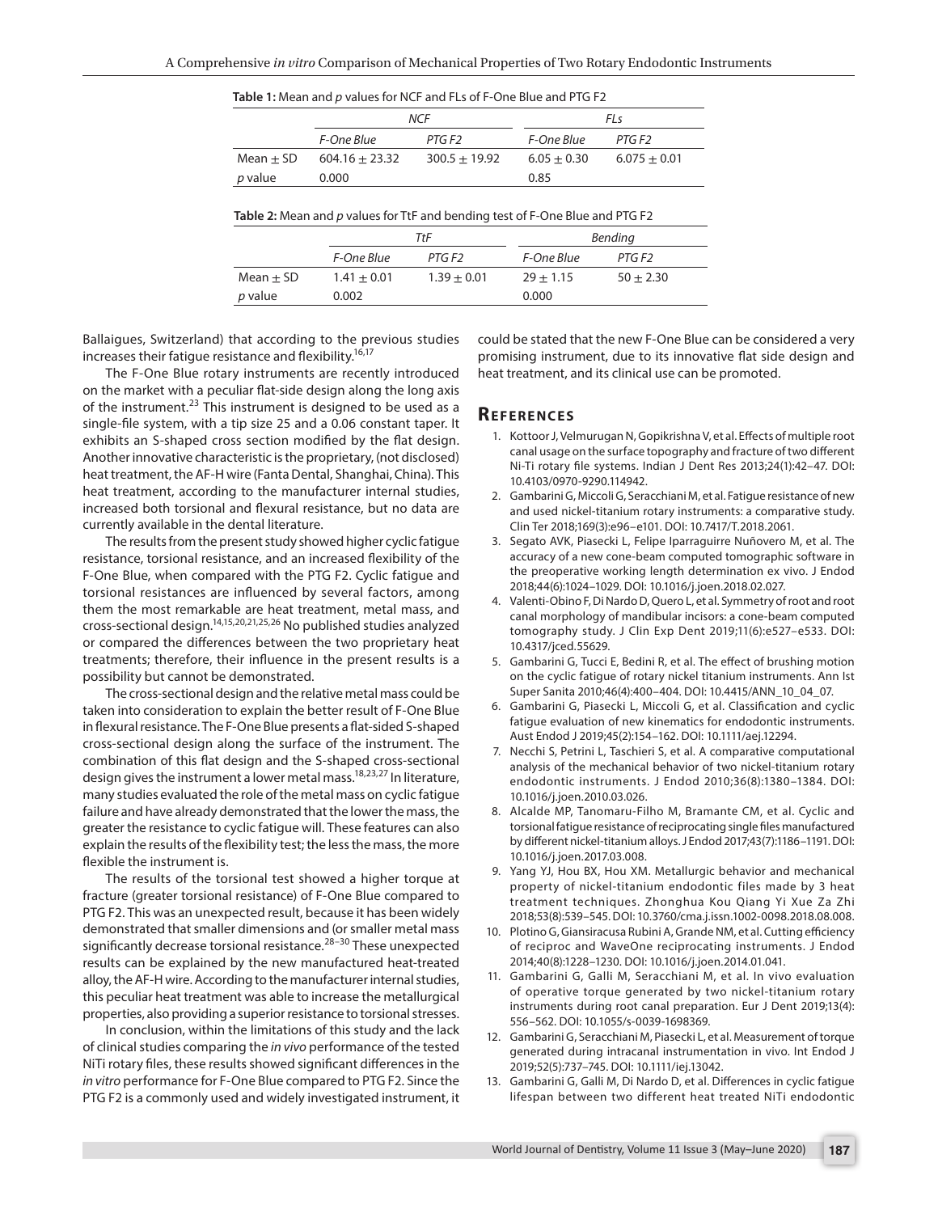**Table 1:** Mean and *p* values for NCF and FLs of F-One Blue and PTG F2

| | *NCF* | | *FLs* | |
|---|---|---|---|---|
| | *F-One Blue* | *PTG F2* | *F-One Blue* | *PTG F2* |
| Mean ± SD | 604.16 ± 23.32 | 300.5 ± 19.92 | 6.05 ± 0.30 | 6.075 ± 0.01 |
| *p* value | 0.000 | | 0.85 | |

**Table 2:** Mean and *p* values for TtF and bending test of F-One Blue and PTG F2

| | *TtF* | | *Bending* | |
|---|---|---|---|---|
| | *F-One Blue* | *PTG F2* | *F-One Blue* | *PTG F2* |
| Mean ± SD | 1.41 ± 0.01 | 1.39 ± 0.01 | 29 ± 1.15 | 50 ± 2.30 |
| *p* value | 0.002 | | 0.000 | |

Ballaigues, Switzerland) that according to the previous studies increases their fatigue resistance and flexibility.[16,17]

The F-One Blue rotary instruments are recently introduced on the market with a peculiar flat-side design along the long axis of the instrument.[23] This instrument is designed to be used as a single-file system, with a tip size 25 and a 0.06 constant taper. It exhibits an S-shaped cross section modified by the flat design. Another innovative characteristic is the proprietary, (not disclosed) heat treatment, the AF-H wire (Fanta Dental, Shanghai, China). This heat treatment, according to the manufacturer internal studies, increased both torsional and flexural resistance, but no data are currently available in the dental literature.

The results from the present study showed higher cyclic fatigue resistance, torsional resistance, and an increased flexibility of the F-One Blue, when compared with the PTG F2. Cyclic fatigue and torsional resistances are influenced by several factors, among them the most remarkable are heat treatment, metal mass, and cross-sectional design.[14,15,20,21,25,26] No published studies analyzed or compared the differences between the two proprietary heat treatments; therefore, their influence in the present results is a possibility but cannot be demonstrated.

The cross-sectional design and the relative metal mass could be taken into consideration to explain the better result of F-One Blue in flexural resistance. The F-One Blue presents a flat-sided S-shaped cross-sectional design along the surface of the instrument. The combination of this flat design and the S-shaped cross-sectional design gives the instrument a lower metal mass.[18,23,27] In literature, many studies evaluated the role of the metal mass on cyclic fatigue failure and have already demonstrated that the lower the mass, the greater the resistance to cyclic fatigue will. These features can also explain the results of the flexibility test; the less the mass, the more flexible the instrument is.

The results of the torsional test showed a higher torque at fracture (greater torsional resistance) of F-One Blue compared to PTG F2. This was an unexpected result, because it has been widely demonstrated that smaller dimensions and (or smaller metal mass significantly decrease torsional resistance.[28–30] These unexpected results can be explained by the new manufactured heat-treated alloy, the AF-H wire. According to the manufacturer internal studies, this peculiar heat treatment was able to increase the metallurgical properties, also providing a superior resistance to torsional stresses.

In conclusion, within the limitations of this study and the lack of clinical studies comparing the *in vivo* performance of the tested NiTi rotary files, these results showed significant differences in the *in vitro* performance for F-One Blue compared to PTG F2. Since the PTG F2 is a commonly used and widely investigated instrument, it could be stated that the new F-One Blue can be considered a very promising instrument, due to its innovative flat side design and heat treatment, and its clinical use can be promoted.

## References

1. Kottoor J, Velmurugan N, Gopikrishna V, et al. Effects of multiple root canal usage on the surface topography and fracture of two different Ni-Ti rotary file systems. Indian J Dent Res 2013;24(1):42–47. DOI: 10.4103/0970-9290.114942.
2. Gambarini G, Miccoli G, Seracchiani M, et al. Fatigue resistance of new and used nickel-titanium rotary instruments: a comparative study. Clin Ter 2018;169(3):e96–e101. DOI: 10.7417/T.2018.2061.
3. Segato AVK, Piasecki L, Felipe Iparraguirre Nuñovero M, et al. The accuracy of a new cone-beam computed tomographic software in the preoperative working length determination ex vivo. J Endod 2018;44(6):1024–1029. DOI: 10.1016/j.joen.2018.02.027.
4. Valenti-Obino F, Di Nardo D, Quero L, et al. Symmetry of root and root canal morphology of mandibular incisors: a cone-beam computed tomography study. J Clin Exp Dent 2019;11(6):e527–e533. DOI: 10.4317/jced.55629.
5. Gambarini G, Tucci E, Bedini R, et al. The effect of brushing motion on the cyclic fatigue of rotary nickel titanium instruments. Ann Ist Super Sanita 2010;46(4):400–404. DOI: 10.4415/ANN_10_04_07.
6. Gambarini G, Piasecki L, Miccoli G, et al. Classification and cyclic fatigue evaluation of new kinematics for endodontic instruments. Aust Endod J 2019;45(2):154–162. DOI: 10.1111/aej.12294.
7. Necchi S, Petrini L, Taschieri S, et al. A comparative computational analysis of the mechanical behavior of two nickel-titanium rotary endodontic instruments. J Endod 2010;36(8):1380–1384. DOI: 10.1016/j.joen.2010.03.026.
8. Alcalde MP, Tanomaru-Filho M, Bramante CM, et al. Cyclic and torsional fatigue resistance of reciprocating single files manufactured by different nickel-titanium alloys. J Endod 2017;43(7):1186–1191. DOI: 10.1016/j.joen.2017.03.008.
9. Yang YJ, Hou BX, Hou XM. Metallurgic behavior and mechanical property of nickel-titanium endodontic files made by 3 heat treatment techniques. Zhonghua Kou Qiang Yi Xue Za Zhi 2018;53(8):539–545. DOI: 10.3760/cma.j.issn.1002-0098.2018.08.008.
10. Plotino G, Giansiracusa Rubini A, Grande NM, et al. Cutting efficiency of reciproc and WaveOne reciprocating instruments. J Endod 2014;40(8):1228–1230. DOI: 10.1016/j.joen.2014.01.041.
11. Gambarini G, Galli M, Seracchiani M, et al. In vivo evaluation of operative torque generated by two nickel-titanium rotary instruments during root canal preparation. Eur J Dent 2019;13(4): 556–562. DOI: 10.1055/s-0039-1698369.
12. Gambarini G, Seracchiani M, Piasecki L, et al. Measurement of torque generated during intracanal instrumentation in vivo. Int Endod J 2019;52(5):737–745. DOI: 10.1111/iej.13042.
13. Gambarini G, Galli M, Di Nardo D, et al. Differences in cyclic fatigue lifespan between two different heat treated NiTi endodontic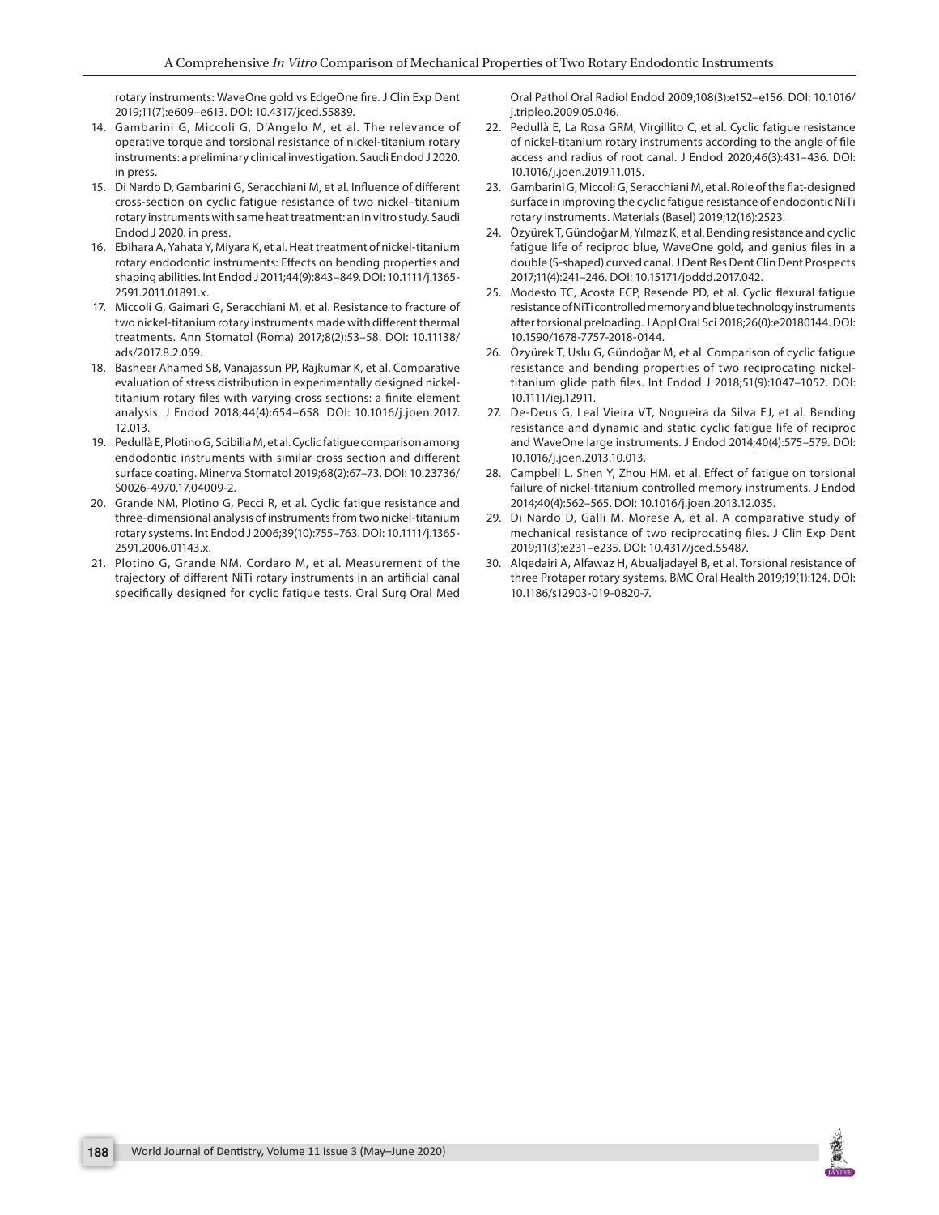rotary instruments: WaveOne gold vs EdgeOne fire. J Clin Exp Dent 2019;11(7):e609–e613. DOI: 10.4317/jced.55839.

14. Gambarini G, Miccoli G, D'Angelo M, et al. The relevance of operative torque and torsional resistance of nickel-titanium rotary instruments: a preliminary clinical investigation. Saudi Endod J 2020. in press.
15. Di Nardo D, Gambarini G, Seracchiani M, et al. Influence of different cross-section on cyclic fatigue resistance of two nickel–titanium rotary instruments with same heat treatment: an in vitro study. Saudi Endod J 2020. in press.
16. Ebihara A, Yahata Y, Miyara K, et al. Heat treatment of nickel-titanium rotary endodontic instruments: Effects on bending properties and shaping abilities. Int Endod J 2011;44(9):843–849. DOI: 10.1111/j.1365-2591.2011.01891.x.
17. Miccoli G, Gaimari G, Seracchiani M, et al. Resistance to fracture of two nickel-titanium rotary instruments made with different thermal treatments. Ann Stomatol (Roma) 2017;8(2):53–58. DOI: 10.11138/ads/2017.8.2.059.
18. Basheer Ahamed SB, Vanajassun PP, Rajkumar K, et al. Comparative evaluation of stress distribution in experimentally designed nickel-titanium rotary files with varying cross sections: a finite element analysis. J Endod 2018;44(4):654–658. DOI: 10.1016/j.joen.2017.12.013.
19. Pedullà E, Plotino G, Scibilia M, et al. Cyclic fatigue comparison among endodontic instruments with similar cross section and different surface coating. Minerva Stomatol 2019;68(2):67–73. DOI: 10.23736/S0026-4970.17.04009-2.
20. Grande NM, Plotino G, Pecci R, et al. Cyclic fatigue resistance and three-dimensional analysis of instruments from two nickel-titanium rotary systems. Int Endod J 2006;39(10):755–763. DOI: 10.1111/j.1365-2591.2006.01143.x.
21. Plotino G, Grande NM, Cordaro M, et al. Measurement of the trajectory of different NiTi rotary instruments in an artificial canal specifically designed for cyclic fatigue tests. Oral Surg Oral Med Oral Pathol Oral Radiol Endod 2009;108(3):e152–e156. DOI: 10.1016/j.tripleo.2009.05.046.
22. Pedullà E, La Rosa GRM, Virgillito C, et al. Cyclic fatigue resistance of nickel-titanium rotary instruments according to the angle of file access and radius of root canal. J Endod 2020;46(3):431–436. DOI: 10.1016/j.joen.2019.11.015.
23. Gambarini G, Miccoli G, Seracchiani M, et al. Role of the flat-designed surface in improving the cyclic fatigue resistance of endodontic NiTi rotary instruments. Materials (Basel) 2019;12(16):2523.
24. Özyürek T, Gündoğar M, Yılmaz K, et al. Bending resistance and cyclic fatigue life of reciproc blue, WaveOne gold, and genius files in a double (S-shaped) curved canal. J Dent Res Dent Clin Dent Prospects 2017;11(4):241–246. DOI: 10.15171/joddd.2017.042.
25. Modesto TC, Acosta ECP, Resende PD, et al. Cyclic flexural fatigue resistance of NiTi controlled memory and blue technology instruments after torsional preloading. J Appl Oral Sci 2018;26(0):e20180144. DOI: 10.1590/1678-7757-2018-0144.
26. Özyürek T, Uslu G, Gündoğar M, et al. Comparison of cyclic fatigue resistance and bending properties of two reciprocating nickel-titanium glide path files. Int Endod J 2018;51(9):1047–1052. DOI: 10.1111/iej.12911.
27. De-Deus G, Leal Vieira VT, Nogueira da Silva EJ, et al. Bending resistance and dynamic and static cyclic fatigue life of reciproc and WaveOne large instruments. J Endod 2014;40(4):575–579. DOI: 10.1016/j.joen.2013.10.013.
28. Campbell L, Shen Y, Zhou HM, et al. Effect of fatigue on torsional failure of nickel-titanium controlled memory instruments. J Endod 2014;40(4):562–565. DOI: 10.1016/j.joen.2013.12.035.
29. Di Nardo D, Galli M, Morese A, et al. A comparative study of mechanical resistance of two reciprocating files. J Clin Exp Dent 2019;11(3):e231–e235. DOI: 10.4317/jced.55487.
30. Alqedairi A, Alfawaz H, Abualjadayel B, et al. Torsional resistance of three Protaper rotary systems. BMC Oral Health 2019;19(1):124. DOI: 10.1186/s12903-019-0820-7.